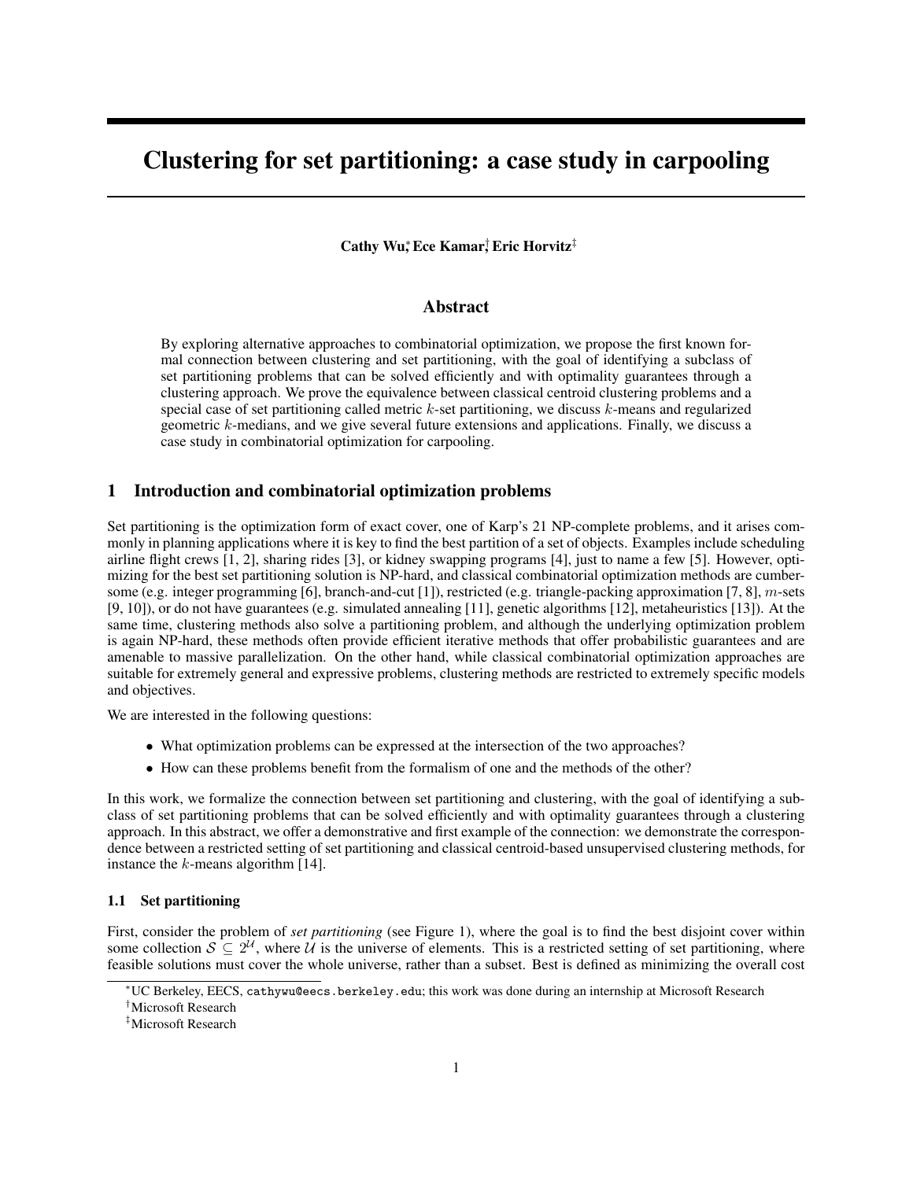# Clustering for set partitioning: a case study in carpooling

**Cathy Wu[*], Ece Kamar[†], Eric Horvitz[‡]**

## Abstract

By exploring alternative approaches to combinatorial optimization, we propose the first known formal connection between clustering and set partitioning, with the goal of identifying a subclass of set partitioning problems that can be solved efficiently and with optimality guarantees through a clustering approach. We prove the equivalence between classical centroid clustering problems and a special case of set partitioning called metric $k$-set partitioning, we discuss $k$-means and regularized geometric $k$-medians, and we give several future extensions and applications. Finally, we discuss a case study in combinatorial optimization for carpooling.

## 1 Introduction and combinatorial optimization problems

Set partitioning is the optimization form of exact cover, one of Karp's 21 NP-complete problems, and it arises commonly in planning applications where it is key to find the best partition of a set of objects. Examples include scheduling airline flight crews [1, 2], sharing rides [3], or kidney swapping programs [4], just to name a few [5]. However, optimizing for the best set partitioning solution is NP-hard, and classical combinatorial optimization methods are cumbersome (e.g. integer programming [6], branch-and-cut [1]), restricted (e.g. triangle-packing approximation [7, 8], $m$-sets [9, 10]), or do not have guarantees (e.g. simulated annealing [11], genetic algorithms [12], metaheuristics [13]). At the same time, clustering methods also solve a partitioning problem, and although the underlying optimization problem is again NP-hard, these methods often provide efficient iterative methods that offer probabilistic guarantees and are amenable to massive parallelization. On the other hand, while classical combinatorial optimization approaches are suitable for extremely general and expressive problems, clustering methods are restricted to extremely specific models and objectives.

We are interested in the following questions:

- What optimization problems can be expressed at the intersection of the two approaches?
- How can these problems benefit from the formalism of one and the methods of the other?

In this work, we formalize the connection between set partitioning and clustering, with the goal of identifying a subclass of set partitioning problems that can be solved efficiently and with optimality guarantees through a clustering approach. In this abstract, we offer a demonstrative and first example of the connection: we demonstrate the correspondence between a restricted setting of set partitioning and classical centroid-based unsupervised clustering methods, for instance the $k$-means algorithm [14].

### 1.1 Set partitioning

First, consider the problem of *set partitioning* (see Figure 1), where the goal is to find the best disjoint cover within some collection $\mathcal{S} \subseteq 2^{\mathcal{U}}$, where $\mathcal{U}$ is the universe of elements. This is a restricted setting of set partitioning, where feasible solutions must cover the whole universe, rather than a subset. Best is defined as minimizing the overall cost

[*] UC Berkeley, EECS, cathywu@eecs.berkeley.edu; this work was done during an internship at Microsoft Research

[†] Microsoft Research

[‡] Microsoft Research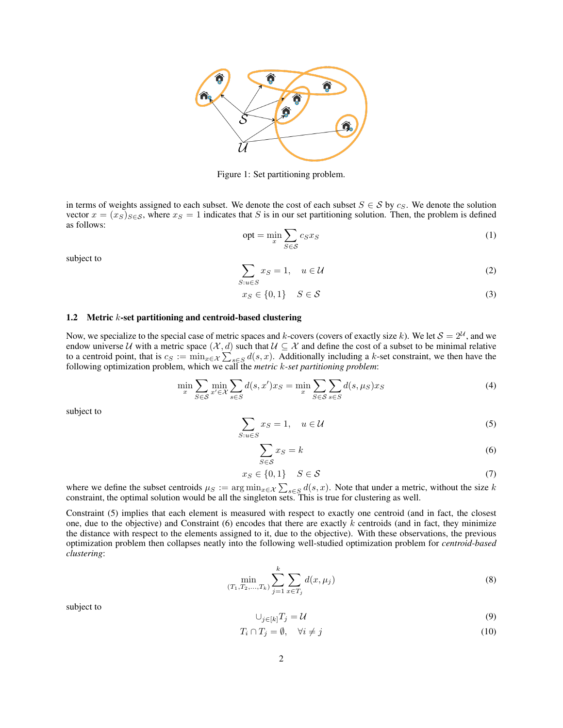Figure 1: Set partitioning problem.

in terms of weights assigned to each subset. We denote the cost of each subset $S \in \mathcal{S}$ by $c_S$. We denote the solution vector $x = (x_S)_{S \in \mathcal{S}}$, where $x_S = 1$ indicates that $S$ is in our set partitioning solution. Then, the problem is defined as follows:

$$\text{opt} = \min_{x} \sum_{S \in \mathcal{S}} c_S x_S \tag{1}$$

subject to

$$\sum_{S: u \in S} x_S = 1, \quad u \in \mathcal{U} \tag{2}$$

$$x_S \in \{0, 1\} \quad S \in \mathcal{S} \tag{3}$$

### 1.2 Metric $k$-set partitioning and centroid-based clustering

Now, we specialize to the special case of metric spaces and $k$-covers (covers of exactly size $k$). We let $\mathcal{S} = 2^{\mathcal{U}}$, and we endow universe $\mathcal{U}$ with a metric space $(\mathcal{X}, d)$ such that $\mathcal{U} \subseteq \mathcal{X}$ and define the cost of a subset to be minimal relative to a centroid point, that is $c_S := \min_{x \in \mathcal{X}} \sum_{s \in S} d(s, x)$. Additionally including a $k$-set constraint, we then have the following optimization problem, which we call the *metric $k$-set partitioning problem*:

$$\min_{x} \sum_{S \in \mathcal{S}} \min_{x' \in \mathcal{X}} \sum_{s \in S} d(s, x') x_S = \min_{x} \sum_{S \in \mathcal{S}} \sum_{s \in S} d(s, \mu_S) x_S \tag{4}$$

subject to

$$\sum_{S: u \in S} x_S = 1, \quad u \in \mathcal{U} \tag{5}$$

$$\sum_{S \in \mathcal{S}} x_S = k \tag{6}$$

$$x_S \in \{0, 1\} \quad S \in \mathcal{S} \tag{7}$$

where we define the subset centroids $\mu_S := \arg\min_{x \in \mathcal{X}} \sum_{s \in S} d(s, x)$. Note that under a metric, without the size $k$ constraint, the optimal solution would be all the singleton sets. This is true for clustering as well.

Constraint (5) implies that each element is measured with respect to exactly one centroid (and in fact, the closest one, due to the objective) and Constraint (6) encodes that there are exactly $k$ centroids (and in fact, they minimize the distance with respect to the elements assigned to it, due to the objective). With these observations, the previous optimization problem then collapses neatly into the following well-studied optimization problem for *centroid-based clustering*:

$$\min_{(T_1, T_2, \ldots, T_k)} \sum_{j=1}^{k} \sum_{x \in T_j} d(x, \mu_j) \tag{8}$$

subject to

$$\cup_{j \in [k]} T_j = \mathcal{U} \tag{9}$$

$$T_i \cap T_j = \emptyset, \quad \forall i \neq j \tag{10}$$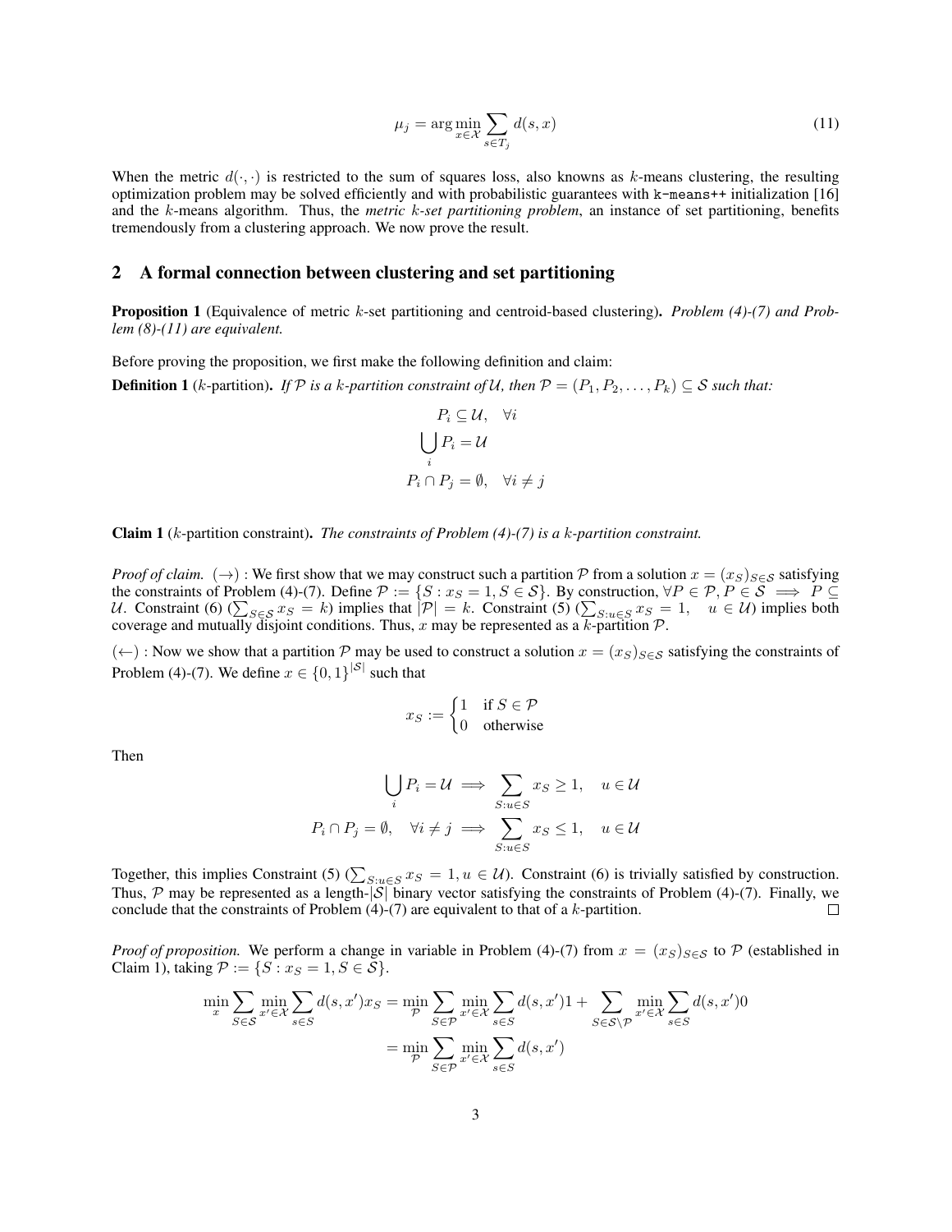$$\mu_j = \arg\min_{x \in \mathcal{X}} \sum_{s \in T_j} d(s, x) \tag{11}$$

When the metric $d(\cdot, \cdot)$ is restricted to the sum of squares loss, also knowns as $k$-means clustering, the resulting optimization problem may be solved efficiently and with probabilistic guarantees with `k-means++` initialization [16] and the $k$-means algorithm. Thus, the *metric $k$-set partitioning problem*, an instance of set partitioning, benefits tremendously from a clustering approach. We now prove the result.

## 2 A formal connection between clustering and set partitioning

**Proposition 1** (Equivalence of metric $k$-set partitioning and centroid-based clustering)**.** *Problem (4)-(7) and Problem (8)-(11) are equivalent.*

Before proving the proposition, we first make the following definition and claim:

**Definition 1** ($k$-partition)**.** *If $\mathcal{P}$ is a $k$-partition constraint of $\mathcal{U}$, then $\mathcal{P} = (P_1, P_2, \ldots, P_k) \subseteq \mathcal{S}$ such that:*

$$P_i \subseteq \mathcal{U}, \quad \forall i$$

$$\bigcup_i P_i = \mathcal{U}$$

$$P_i \cap P_j = \emptyset, \quad \forall i \neq j$$

**Claim 1** ($k$-partition constraint)**.** *The constraints of Problem (4)-(7) is a $k$-partition constraint.*

*Proof of claim.* $(\rightarrow)$ : We first show that we may construct such a partition $\mathcal{P}$ from a solution $x = (x_S)_{S \in \mathcal{S}}$ satisfying the constraints of Problem (4)-(7). Define $\mathcal{P} := \{S : x_S = 1, S \in \mathcal{S}\}$. By construction, $\forall P \in \mathcal{P}, P \in \mathcal{S} \implies P \subseteq \mathcal{U}$. Constraint (6) ($\sum_{S \in \mathcal{S}} x_S = k$) implies that $|\mathcal{P}| = k$. Constraint (5) ($\sum_{S : u \in S} x_S = 1, \quad u \in \mathcal{U}$) implies both coverage and mutually disjoint conditions. Thus, $x$ may be represented as a $k$-partition $\mathcal{P}$.

$(\leftarrow)$ : Now we show that a partition $\mathcal{P}$ may be used to construct a solution $x = (x_S)_{S \in \mathcal{S}}$ satisfying the constraints of Problem (4)-(7). We define $x \in \{0, 1\}^{|\mathcal{S}|}$ such that

$$x_S := \begin{cases} 1 & \text{if } S \in \mathcal{P} \\ 0 & \text{otherwise} \end{cases}$$

Then

$$\bigcup_i P_i = \mathcal{U} \implies \sum_{S : u \in S} x_S \geq 1, \quad u \in \mathcal{U}$$

$$P_i \cap P_j = \emptyset, \quad \forall i \neq j \implies \sum_{S : u \in S} x_S \leq 1, \quad u \in \mathcal{U}$$

Together, this implies Constraint (5) ($\sum_{S : u \in S} x_S = 1, u \in \mathcal{U}$). Constraint (6) is trivially satisfied by construction. Thus, $\mathcal{P}$ may be represented as a length-$|\mathcal{S}|$ binary vector satisfying the constraints of Problem (4)-(7). Finally, we conclude that the constraints of Problem (4)-(7) are equivalent to that of a $k$-partition. $\square$

*Proof of proposition.* We perform a change in variable in Problem (4)-(7) from $x = (x_S)_{S \in \mathcal{S}}$ to $\mathcal{P}$ (established in Claim 1), taking $\mathcal{P} := \{S : x_S = 1, S \in \mathcal{S}\}$.

$$\begin{aligned}
\min_x \sum_{S \in \mathcal{S}} \min_{x' \in \mathcal{X}} \sum_{s \in S} d(s, x') x_S &= \min_{\mathcal{P}} \sum_{S \in \mathcal{P}} \min_{x' \in \mathcal{X}} \sum_{s \in S} d(s, x') 1 + \sum_{S \in \mathcal{S} \setminus \mathcal{P}} \min_{x' \in \mathcal{X}} \sum_{s \in S} d(s, x') 0 \\
&= \min_{\mathcal{P}} \sum_{S \in \mathcal{P}} \min_{x' \in \mathcal{X}} \sum_{s \in S} d(s, x')
\end{aligned}$$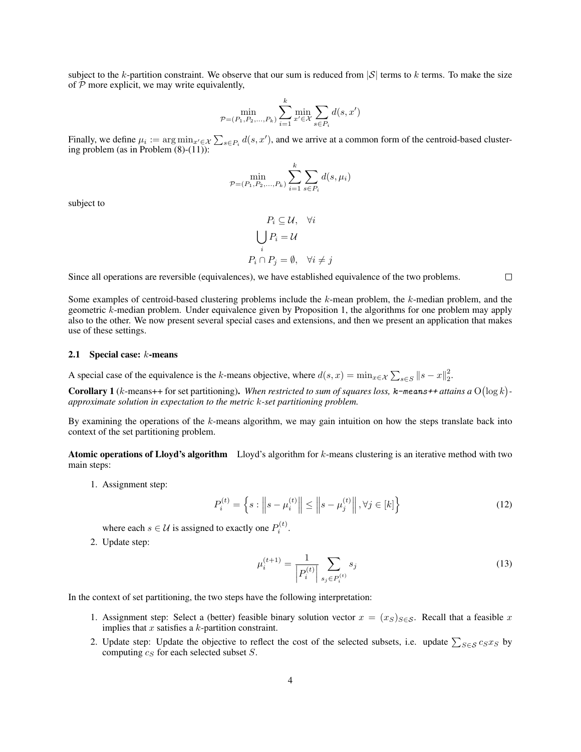subject to the $k$-partition constraint. We observe that our sum is reduced from $|\mathcal{S}|$ terms to $k$ terms. To make the size of $\mathcal{P}$ more explicit, we may write equivalently,

$$\min_{\mathcal{P}=(P_1,P_2,\ldots,P_k)} \sum_{i=1}^{k} \min_{x' \in \mathcal{X}} \sum_{s \in P_i} d(s, x')$$

Finally, we define $\mu_i := \arg\min_{x' \in \mathcal{X}} \sum_{s \in P_i} d(s, x')$, and we arrive at a common form of the centroid-based clustering problem (as in Problem (8)-(11)):

$$\min_{\mathcal{P}=(P_1,P_2,\ldots,P_k)} \sum_{i=1}^{k} \sum_{s \in P_i} d(s, \mu_i)$$

subject to

$$
\begin{aligned}
P_i &\subseteq \mathcal{U}, \quad \forall i \\
\bigcup_i P_i &= \mathcal{U} \\
P_i \cap P_j &= \emptyset, \quad \forall i \neq j
\end{aligned}
$$

Since all operations are reversible (equivalences), we have established equivalence of the two problems. □

Some examples of centroid-based clustering problems include the $k$-mean problem, the $k$-median problem, and the geometric $k$-median problem. Under equivalence given by Proposition 1, the algorithms for one problem may apply also to the other. We now present several special cases and extensions, and then we present an application that makes use of these settings.

### 2.1 Special case: $k$-means

A special case of the equivalence is the $k$-means objective, where $d(s, x) = \min_{x \in \mathcal{X}} \sum_{s \in S} \|s - x\|_2^2$.

**Corollary 1** ($k$-means++ for set partitioning)**.** *When restricted to sum of squares loss,* **k-means++** *attains a* $\mathrm{O}(\log k)$*-approximate solution in expectation to the metric $k$-set partitioning problem.*

By examining the operations of the $k$-means algorithm, we may gain intuition on how the steps translate back into context of the set partitioning problem.

**Atomic operations of Lloyd's algorithm** Lloyd's algorithm for $k$-means clustering is an iterative method with two main steps:

1. Assignment step:
$$P_i^{(t)} = \left\{ s : \left\| s - \mu_i^{(t)} \right\| \leq \left\| s - \mu_j^{(t)} \right\|, \forall j \in [k] \right\} \tag{12}$$
where each $s \in \mathcal{U}$ is assigned to exactly one $P_i^{(t)}$.

2. Update step:
$$\mu_i^{(t+1)} = \frac{1}{\left| P_i^{(t)} \right|} \sum_{s_j \in P_i^{(t)}} s_j \tag{13}$$

In the context of set partitioning, the two steps have the following interpretation:

1. Assignment step: Select a (better) feasible binary solution vector $x = (x_S)_{S \in \mathcal{S}}$. Recall that a feasible $x$ implies that $x$ satisfies a $k$-partition constraint.
2. Update step: Update the objective to reflect the cost of the selected subsets, i.e. update $\sum_{S \in \mathcal{S}} c_S x_S$ by computing $c_S$ for each selected subset $S$.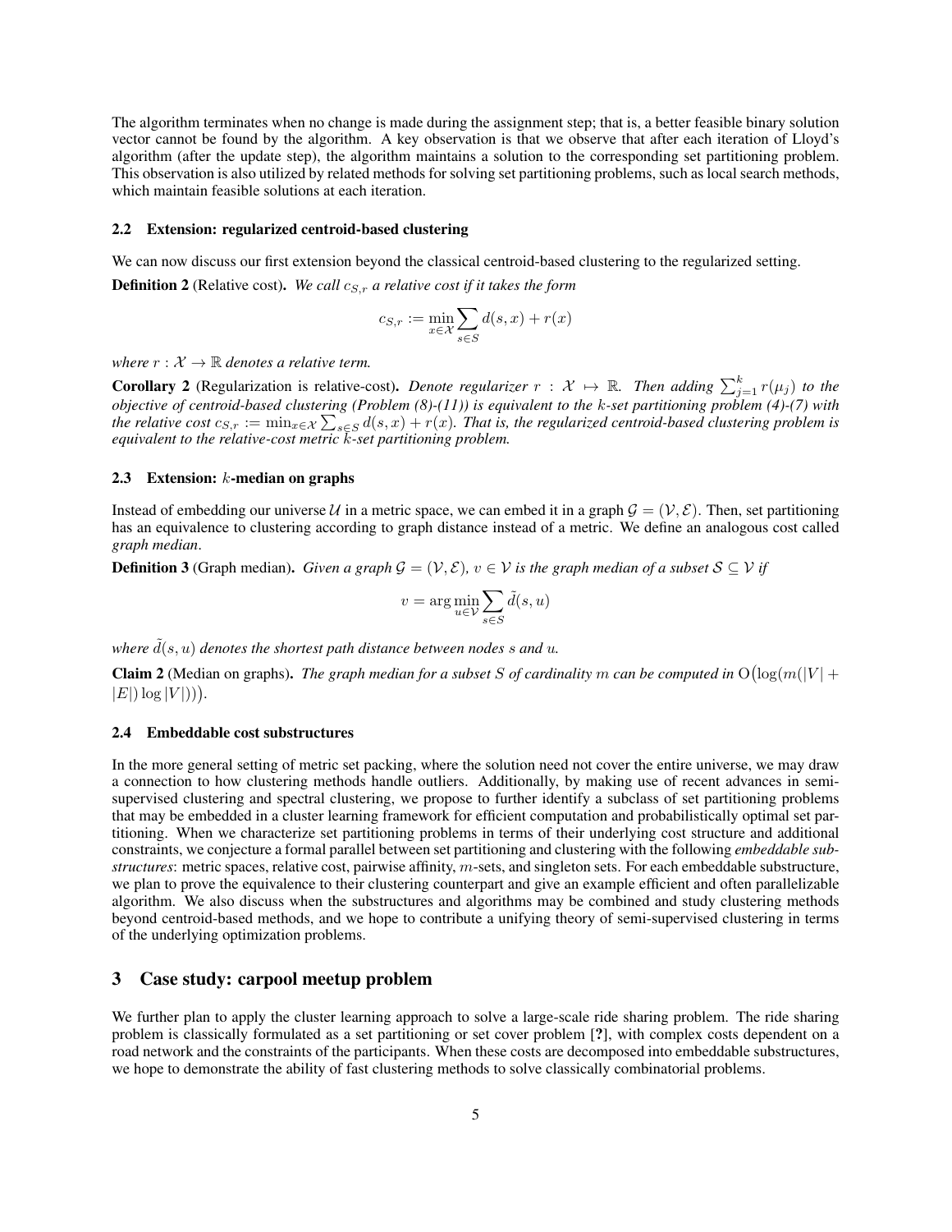The algorithm terminates when no change is made during the assignment step; that is, a better feasible binary solution vector cannot be found by the algorithm. A key observation is that we observe that after each iteration of Lloyd's algorithm (after the update step), the algorithm maintains a solution to the corresponding set partitioning problem. This observation is also utilized by related methods for solving set partitioning problems, such as local search methods, which maintain feasible solutions at each iteration.

### 2.2 Extension: regularized centroid-based clustering

We can now discuss our first extension beyond the classical centroid-based clustering to the regularized setting.

**Definition 2** (Relative cost). *We call $c_{S,r}$ a relative cost if it takes the form*

$$c_{S,r} := \min_{x \in \mathcal{X}} \sum_{s \in S} d(s, x) + r(x)$$

*where $r : \mathcal{X} \to \mathbb{R}$ denotes a relative term.*

**Corollary 2** (Regularization is relative-cost). *Denote regularizer $r : \mathcal{X} \mapsto \mathbb{R}$. Then adding $\sum_{j=1}^{k} r(\mu_j)$ to the objective of centroid-based clustering (Problem (8)-(11)) is equivalent to the $k$-set partitioning problem (4)-(7) with the relative cost $c_{S,r} := \min_{x \in \mathcal{X}} \sum_{s \in S} d(s, x) + r(x)$. That is, the regularized centroid-based clustering problem is equivalent to the relative-cost metric $k$-set partitioning problem.*

### 2.3 Extension: $k$-median on graphs

Instead of embedding our universe $\mathcal{U}$ in a metric space, we can embed it in a graph $\mathcal{G} = (\mathcal{V}, \mathcal{E})$. Then, set partitioning has an equivalence to clustering according to graph distance instead of a metric. We define an analogous cost called *graph median*.

**Definition 3** (Graph median). *Given a graph $\mathcal{G} = (\mathcal{V}, \mathcal{E})$, $v \in \mathcal{V}$ is the graph median of a subset $\mathcal{S} \subseteq \mathcal{V}$ if*

$$v = \arg\min_{u \in \mathcal{V}} \sum_{s \in S} \tilde{d}(s, u)$$

*where $\tilde{d}(s, u)$ denotes the shortest path distance between nodes $s$ and $u$.*

**Claim 2** (Median on graphs). *The graph median for a subset $S$ of cardinality $m$ can be computed in $\mathrm{O}\big(\log(m(|V| + |E|) \log |V|)\big)$.*

### 2.4 Embeddable cost substructures

In the more general setting of metric set packing, where the solution need not cover the entire universe, we may draw a connection to how clustering methods handle outliers. Additionally, by making use of recent advances in semi-supervised clustering and spectral clustering, we propose to further identify a subclass of set partitioning problems that may be embedded in a cluster learning framework for efficient computation and probabilistically optimal set partitioning. When we characterize set partitioning problems in terms of their underlying cost structure and additional constraints, we conjecture a formal parallel between set partitioning and clustering with the following *embeddable substructures*: metric spaces, relative cost, pairwise affinity, $m$-sets, and singleton sets. For each embeddable substructure, we plan to prove the equivalence to their clustering counterpart and give an example efficient and often parallelizable algorithm. We also discuss when the substructures and algorithms may be combined and study clustering methods beyond centroid-based methods, and we hope to contribute a unifying theory of semi-supervised clustering in terms of the underlying optimization problems.

## 3 Case study: carpool meetup problem

We further plan to apply the cluster learning approach to solve a large-scale ride sharing problem. The ride sharing problem is classically formulated as a set partitioning or set cover problem [**?**], with complex costs dependent on a road network and the constraints of the participants. When these costs are decomposed into embeddable substructures, we hope to demonstrate the ability of fast clustering methods to solve classically combinatorial problems.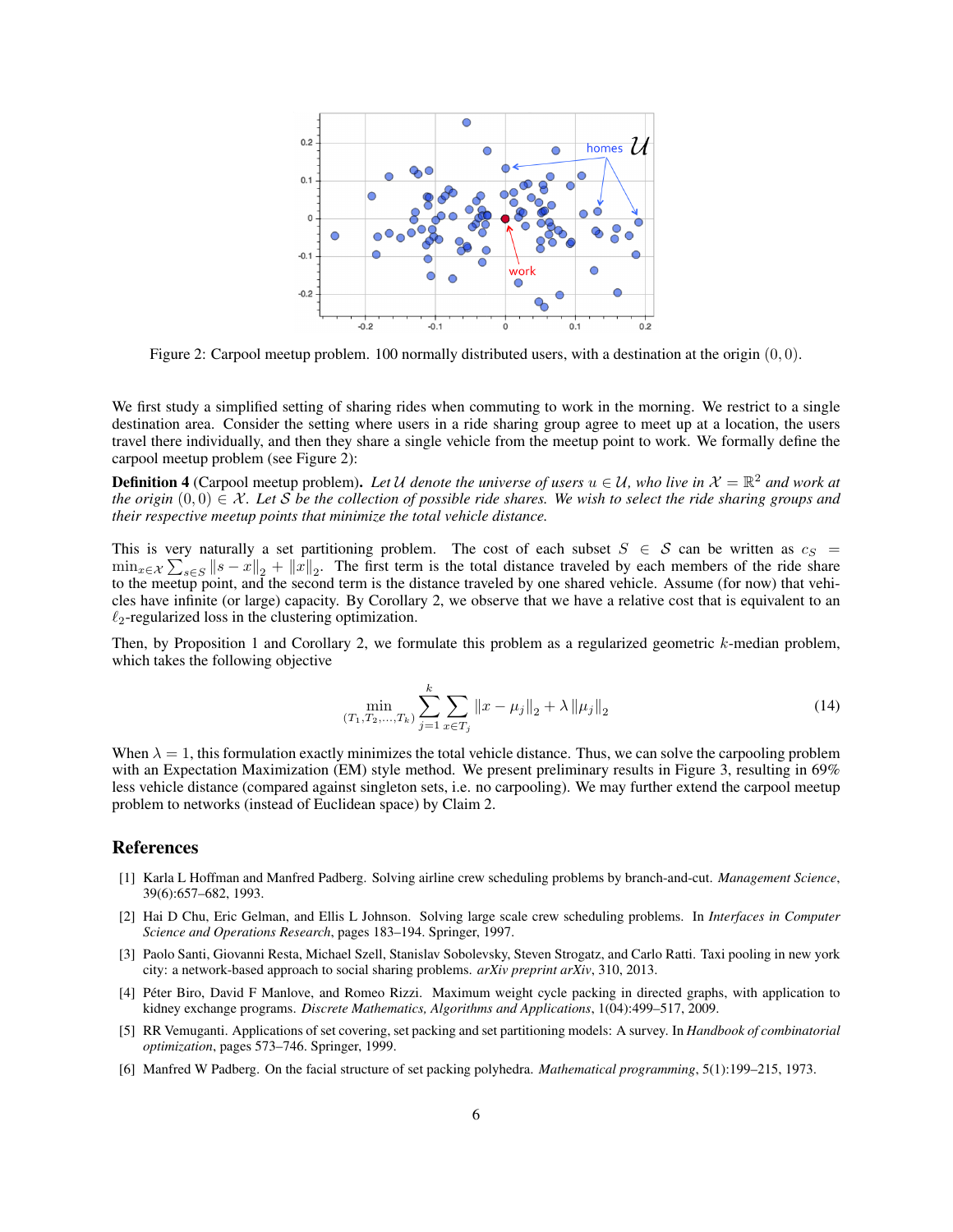Figure 2: Carpool meetup problem. 100 normally distributed users, with a destination at the origin $(0, 0)$.

We first study a simplified setting of sharing rides when commuting to work in the morning. We restrict to a single destination area. Consider the setting where users in a ride sharing group agree to meet up at a location, the users travel there individually, and then they share a single vehicle from the meetup point to work. We formally define the carpool meetup problem (see Figure 2):

**Definition 4** (Carpool meetup problem)**.** *Let $\mathcal{U}$ denote the universe of users $u \in \mathcal{U}$, who live in $\mathcal{X} = \mathbb{R}^2$ and work at the origin $(0, 0) \in \mathcal{X}$. Let $\mathcal{S}$ be the collection of possible ride shares. We wish to select the ride sharing groups and their respective meetup points that minimize the total vehicle distance.*

This is very naturally a set partitioning problem. The cost of each subset $S \in \mathcal{S}$ can be written as $c_S = \min_{x \in \mathcal{X}} \sum_{s \in S} \|s - x\|_2 + \|x\|_2$. The first term is the total distance traveled by each members of the ride share to the meetup point, and the second term is the distance traveled by one shared vehicle. Assume (for now) that vehicles have infinite (or large) capacity. By Corollary 2, we observe that we have a relative cost that is equivalent to an $\ell_2$-regularized loss in the clustering optimization.

Then, by Proposition 1 and Corollary 2, we formulate this problem as a regularized geometric $k$-median problem, which takes the following objective

$$\min_{(T_1, T_2, \ldots, T_k)} \sum_{j=1}^{k} \sum_{x \in T_j} \|x - \mu_j\|_2 + \lambda \|\mu_j\|_2 \tag{14}$$

When $\lambda = 1$, this formulation exactly minimizes the total vehicle distance. Thus, we can solve the carpooling problem with an Expectation Maximization (EM) style method. We present preliminary results in Figure 3, resulting in 69% less vehicle distance (compared against singleton sets, i.e. no carpooling). We may further extend the carpool meetup problem to networks (instead of Euclidean space) by Claim 2.

## References

[1] Karla L Hoffman and Manfred Padberg. Solving airline crew scheduling problems by branch-and-cut. *Management Science*, 39(6):657–682, 1993.

[2] Hai D Chu, Eric Gelman, and Ellis L Johnson. Solving large scale crew scheduling problems. In *Interfaces in Computer Science and Operations Research*, pages 183–194. Springer, 1997.

[3] Paolo Santi, Giovanni Resta, Michael Szell, Stanislav Sobolevsky, Steven Strogatz, and Carlo Ratti. Taxi pooling in new york city: a network-based approach to social sharing problems. *arXiv preprint arXiv*, 310, 2013.

[4] Péter Biro, David F Manlove, and Romeo Rizzi. Maximum weight cycle packing in directed graphs, with application to kidney exchange programs. *Discrete Mathematics, Algorithms and Applications*, 1(04):499–517, 2009.

[5] RR Vemuganti. Applications of set covering, set packing and set partitioning models: A survey. In *Handbook of combinatorial optimization*, pages 573–746. Springer, 1999.

[6] Manfred W Padberg. On the facial structure of set packing polyhedra. *Mathematical programming*, 5(1):199–215, 1973.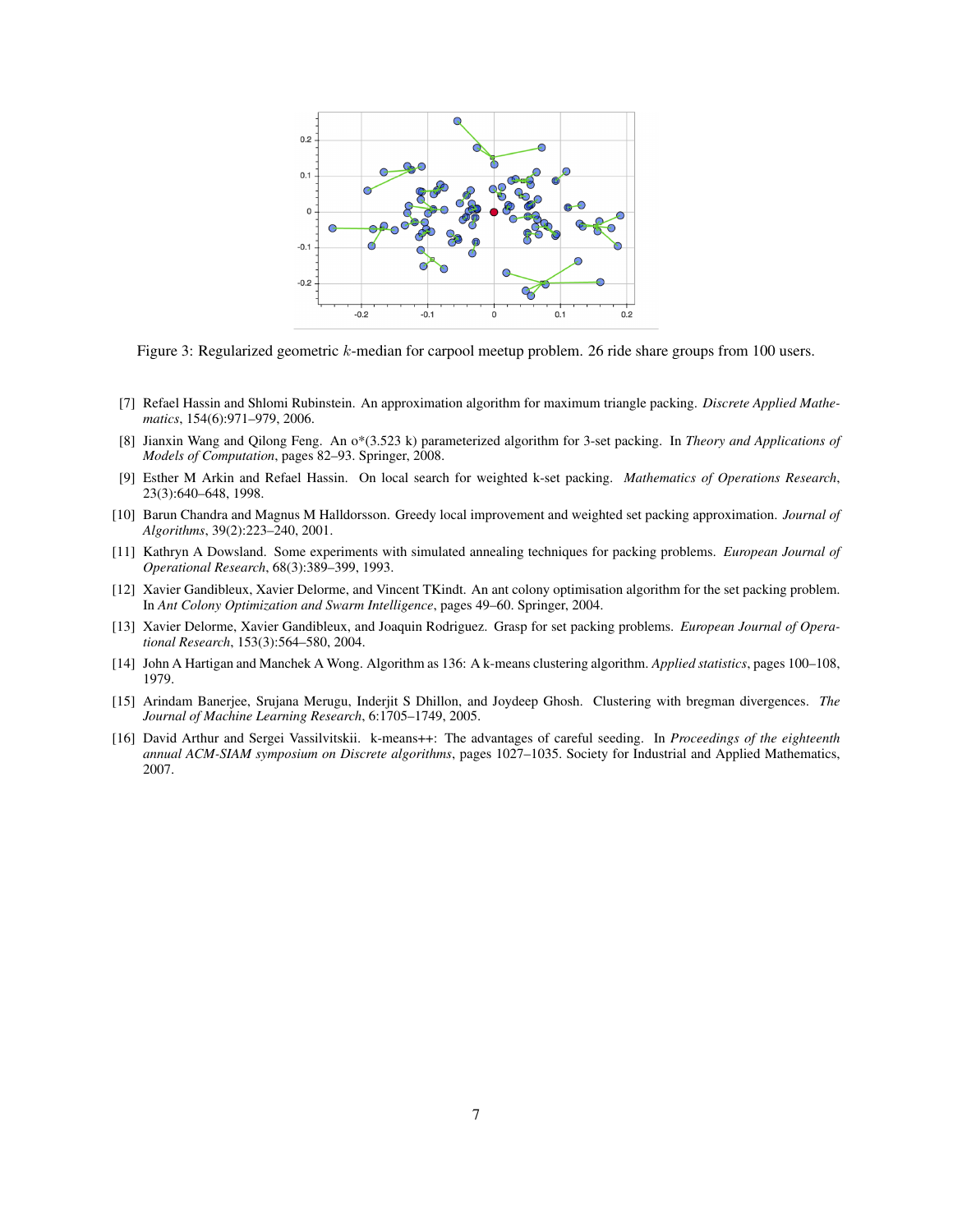0.2
0.1
0
-0.1
-0.2
-0.2
-0.1
0
0.1
0.2

Figure 3: Regularized geometric $k$-median for carpool meetup problem. 26 ride share groups from 100 users.

[7] Refael Hassin and Shlomi Rubinstein. An approximation algorithm for maximum triangle packing. *Discrete Applied Mathematics*, 154(6):971–979, 2006.

[8] Jianxin Wang and Qilong Feng. An o*(3.523 k) parameterized algorithm for 3-set packing. In *Theory and Applications of Models of Computation*, pages 82–93. Springer, 2008.

[9] Esther M Arkin and Refael Hassin. On local search for weighted k-set packing. *Mathematics of Operations Research*, 23(3):640–648, 1998.

[10] Barun Chandra and Magnus M Halldorsson. Greedy local improvement and weighted set packing approximation. *Journal of Algorithms*, 39(2):223–240, 2001.

[11] Kathryn A Dowsland. Some experiments with simulated annealing techniques for packing problems. *European Journal of Operational Research*, 68(3):389–399, 1993.

[12] Xavier Gandibleux, Xavier Delorme, and Vincent TKindt. An ant colony optimisation algorithm for the set packing problem. In *Ant Colony Optimization and Swarm Intelligence*, pages 49–60. Springer, 2004.

[13] Xavier Delorme, Xavier Gandibleux, and Joaquin Rodriguez. Grasp for set packing problems. *European Journal of Operational Research*, 153(3):564–580, 2004.

[14] John A Hartigan and Manchek A Wong. Algorithm as 136: A k-means clustering algorithm. *Applied statistics*, pages 100–108, 1979.

[15] Arindam Banerjee, Srujana Merugu, Inderjit S Dhillon, and Joydeep Ghosh. Clustering with bregman divergences. *The Journal of Machine Learning Research*, 6:1705–1749, 2005.

[16] David Arthur and Sergei Vassilvitskii. k-means++: The advantages of careful seeding. In *Proceedings of the eighteenth annual ACM-SIAM symposium on Discrete algorithms*, pages 1027–1035. Society for Industrial and Applied Mathematics, 2007.